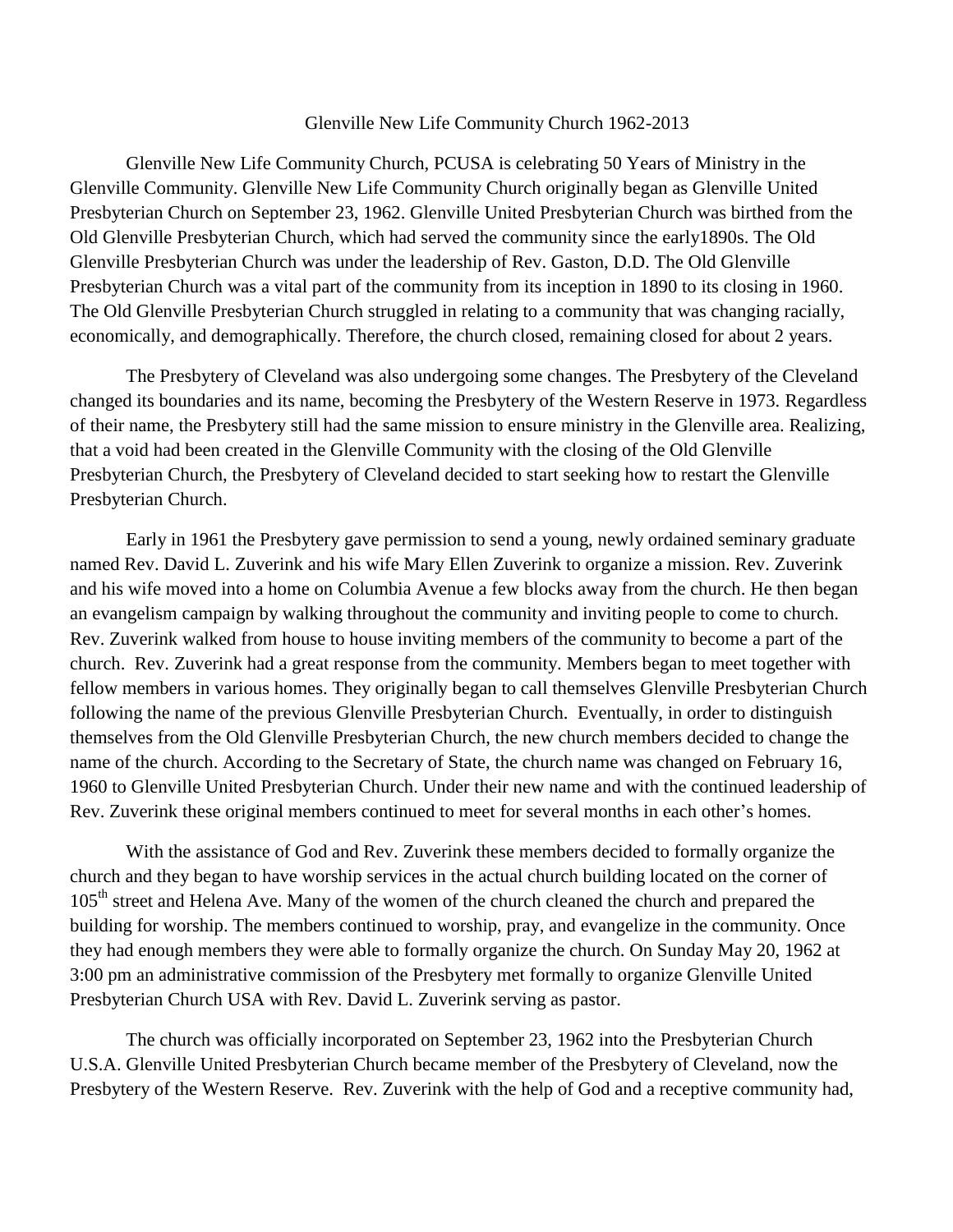# Glenville New Life Community Church 1962-2013

Glenville New Life Community Church, PCUSA is celebrating 50 Years of Ministry in the Glenville Community. Glenville New Life Community Church originally began as Glenville United Presbyterian Church on September 23, 1962. Glenville United Presbyterian Church was birthed from the Old Glenville Presbyterian Church, which had served the community since the early1890s. The Old Glenville Presbyterian Church was under the leadership of Rev. Gaston, D.D. The Old Glenville Presbyterian Church was a vital part of the community from its inception in 1890 to its closing in 1960. The Old Glenville Presbyterian Church struggled in relating to a community that was changing racially, economically, and demographically. Therefore, the church closed, remaining closed for about 2 years.

The Presbytery of Cleveland was also undergoing some changes. The Presbytery of the Cleveland changed its boundaries and its name, becoming the Presbytery of the Western Reserve in 1973. Regardless of their name, the Presbytery still had the same mission to ensure ministry in the Glenville area. Realizing, that a void had been created in the Glenville Community with the closing of the Old Glenville Presbyterian Church, the Presbytery of Cleveland decided to start seeking how to restart the Glenville Presbyterian Church.

Early in 1961 the Presbytery gave permission to send a young, newly ordained seminary graduate named Rev. David L. Zuverink and his wife Mary Ellen Zuverink to organize a mission. Rev. Zuverink and his wife moved into a home on Columbia Avenue a few blocks away from the church. He then began an evangelism campaign by walking throughout the community and inviting people to come to church. Rev. Zuverink walked from house to house inviting members of the community to become a part of the church. Rev. Zuverink had a great response from the community. Members began to meet together with fellow members in various homes. They originally began to call themselves Glenville Presbyterian Church following the name of the previous Glenville Presbyterian Church. Eventually, in order to distinguish themselves from the Old Glenville Presbyterian Church, the new church members decided to change the name of the church. According to the Secretary of State, the church name was changed on February 16, 1960 to Glenville United Presbyterian Church. Under their new name and with the continued leadership of Rev. Zuverink these original members continued to meet for several months in each other's homes.

With the assistance of God and Rev. Zuverink these members decided to formally organize the church and they began to have worship services in the actual church building located on the corner of 105th street and Helena Ave. Many of the women of the church cleaned the church and prepared the building for worship. The members continued to worship, pray, and evangelize in the community. Once they had enough members they were able to formally organize the church. On Sunday May 20, 1962 at 3:00 pm an administrative commission of the Presbytery met formally to organize Glenville United Presbyterian Church USA with Rev. David L. Zuverink serving as pastor.

The church was officially incorporated on September 23, 1962 into the Presbyterian Church U.S.A. Glenville United Presbyterian Church became member of the Presbytery of Cleveland, now the Presbytery of the Western Reserve. Rev. Zuverink with the help of God and a receptive community had,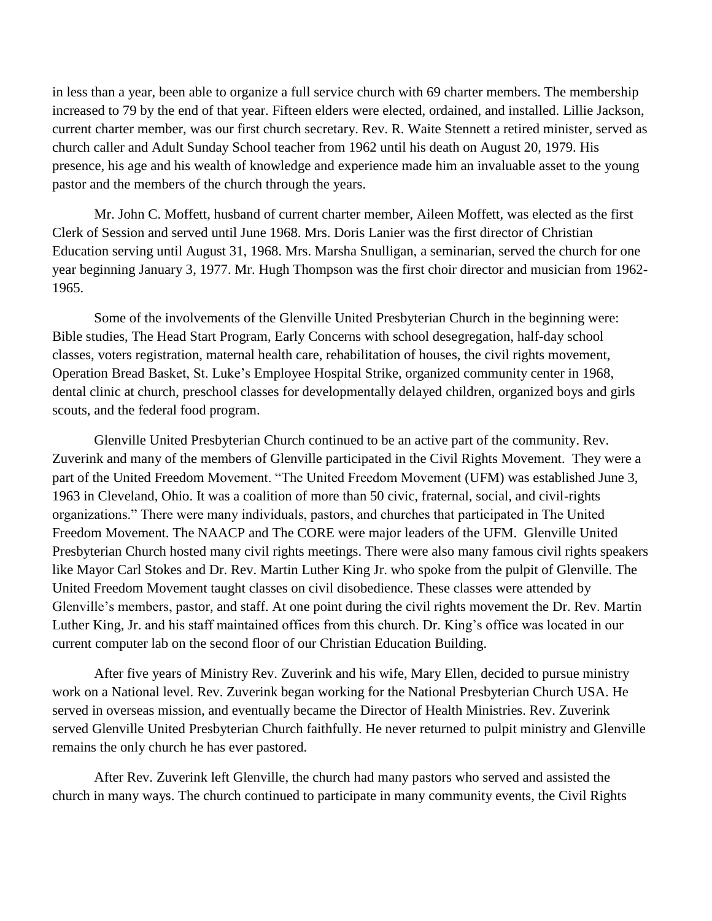in less than a year, been able to organize a full service church with 69 charter members. The membership increased to 79 by the end of that year. Fifteen elders were elected, ordained, and installed. Lillie Jackson, current charter member, was our first church secretary. Rev. R. Waite Stennett a retired minister, served as church caller and Adult Sunday School teacher from 1962 until his death on August 20, 1979. His presence, his age and his wealth of knowledge and experience made him an invaluable asset to the young pastor and the members of the church through the years.

Mr. John C. Moffett, husband of current charter member, Aileen Moffett, was elected as the first Clerk of Session and served until June 1968. Mrs. Doris Lanier was the first director of Christian Education serving until August 31, 1968. Mrs. Marsha Snulligan, a seminarian, served the church for one year beginning January 3, 1977. Mr. Hugh Thompson was the first choir director and musician from 1962-1965.

Some of the involvements of the Glenville United Presbyterian Church in the beginning were: Bible studies, The Head Start Program, Early Concerns with school desegregation, half-day school classes, voters registration, maternal health care, rehabilitation of houses, the civil rights movement, Operation Bread Basket, St. Luke's Employee Hospital Strike, organized community center in 1968, dental clinic at church, preschool classes for developmentally delayed children, organized boys and girls scouts, and the federal food program.

Glenville United Presbyterian Church continued to be an active part of the community. Rev. Zuverink and many of the members of Glenville participated in the Civil Rights Movement. They were a part of the United Freedom Movement. "The United Freedom Movement (UFM) was established June 3, 1963 in Cleveland, Ohio. It was a coalition of more than 50 civic, fraternal, social, and civil-rights organizations." There were many individuals, pastors, and churches that participated in The United Freedom Movement. The NAACP and The CORE were major leaders of the UFM. Glenville United Presbyterian Church hosted many civil rights meetings. There were also many famous civil rights speakers like Mayor Carl Stokes and Dr. Rev. Martin Luther King Jr. who spoke from the pulpit of Glenville. The United Freedom Movement taught classes on civil disobedience. These classes were attended by Glenville's members, pastor, and staff. At one point during the civil rights movement the Dr. Rev. Martin Luther King, Jr. and his staff maintained offices from this church. Dr. King's office was located in our current computer lab on the second floor of our Christian Education Building.

After five years of Ministry Rev. Zuverink and his wife, Mary Ellen, decided to pursue ministry work on a National level. Rev. Zuverink began working for the National Presbyterian Church USA. He served in overseas mission, and eventually became the Director of Health Ministries. Rev. Zuverink served Glenville United Presbyterian Church faithfully. He never returned to pulpit ministry and Glenville remains the only church he has ever pastored.

After Rev. Zuverink left Glenville, the church had many pastors who served and assisted the church in many ways. The church continued to participate in many community events, the Civil Rights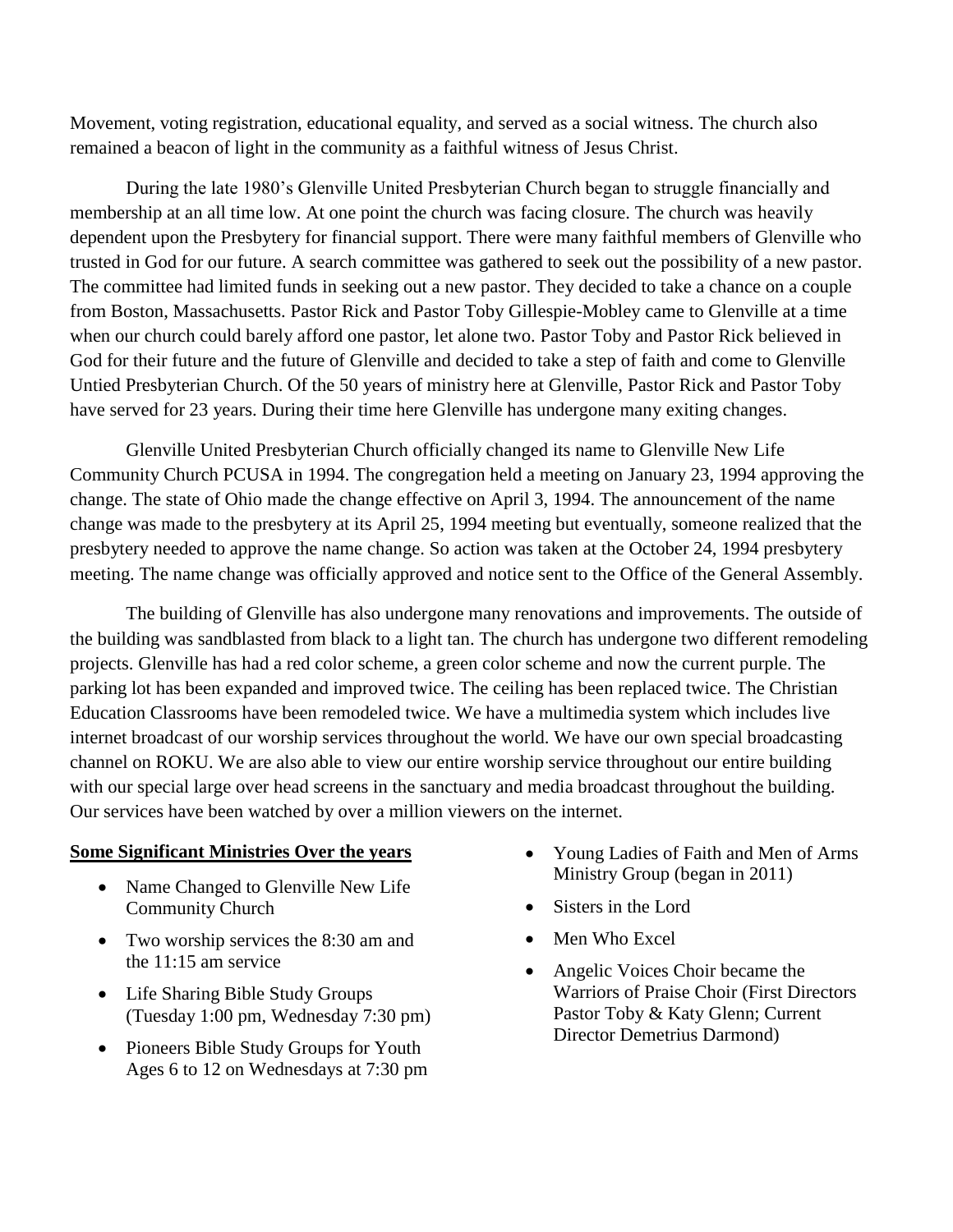Movement, voting registration, educational equality, and served as a social witness. The church also remained a beacon of light in the community as a faithful witness of Jesus Christ.

During the late 1980's Glenville United Presbyterian Church began to struggle financially and membership at an all time low. At one point the church was facing closure. The church was heavily dependent upon the Presbytery for financial support. There were many faithful members of Glenville who trusted in God for our future. A search committee was gathered to seek out the possibility of a new pastor. The committee had limited funds in seeking out a new pastor. They decided to take a chance on a couple from Boston, Massachusetts. Pastor Rick and Pastor Toby Gillespie-Mobley came to Glenville at a time when our church could barely afford one pastor, let alone two. Pastor Toby and Pastor Rick believed in God for their future and the future of Glenville and decided to take a step of faith and come to Glenville Untied Presbyterian Church. Of the 50 years of ministry here at Glenville, Pastor Rick and Pastor Toby have served for 23 years. During their time here Glenville has undergone many exiting changes.

Glenville United Presbyterian Church officially changed its name to Glenville New Life Community Church PCUSA in 1994. The congregation held a meeting on January 23, 1994 approving the change. The state of Ohio made the change effective on April 3, 1994. The announcement of the name change was made to the presbytery at its April 25, 1994 meeting but eventually, someone realized that the presbytery needed to approve the name change. So action was taken at the October 24, 1994 presbytery meeting. The name change was officially approved and notice sent to the Office of the General Assembly.

The building of Glenville has also undergone many renovations and improvements. The outside of the building was sandblasted from black to a light tan. The church has undergone two different remodeling projects. Glenville has had a red color scheme, a green color scheme and now the current purple. The parking lot has been expanded and improved twice. The ceiling has been replaced twice. The Christian Education Classrooms have been remodeled twice. We have a multimedia system which includes live internet broadcast of our worship services throughout the world. We have our own special broadcasting channel on ROKU. We are also able to view our entire worship service throughout our entire building with our special large over head screens in the sanctuary and media broadcast throughout the building. Our services have been watched by over a million viewers on the internet.

**Some Significant Ministries Over the years**

- Name Changed to Glenville New Life Community Church
- Two worship services the 8:30 am and the 11:15 am service
- Life Sharing Bible Study Groups (Tuesday 1:00 pm, Wednesday 7:30 pm)
- Pioneers Bible Study Groups for Youth Ages 6 to 12 on Wednesdays at 7:30 pm
- Young Ladies of Faith and Men of Arms Ministry Group (began in 2011)
- Sisters in the Lord
- Men Who Excel
- Angelic Voices Choir became the Warriors of Praise Choir (First Directors Pastor Toby & Katy Glenn; Current Director Demetrius Darmond)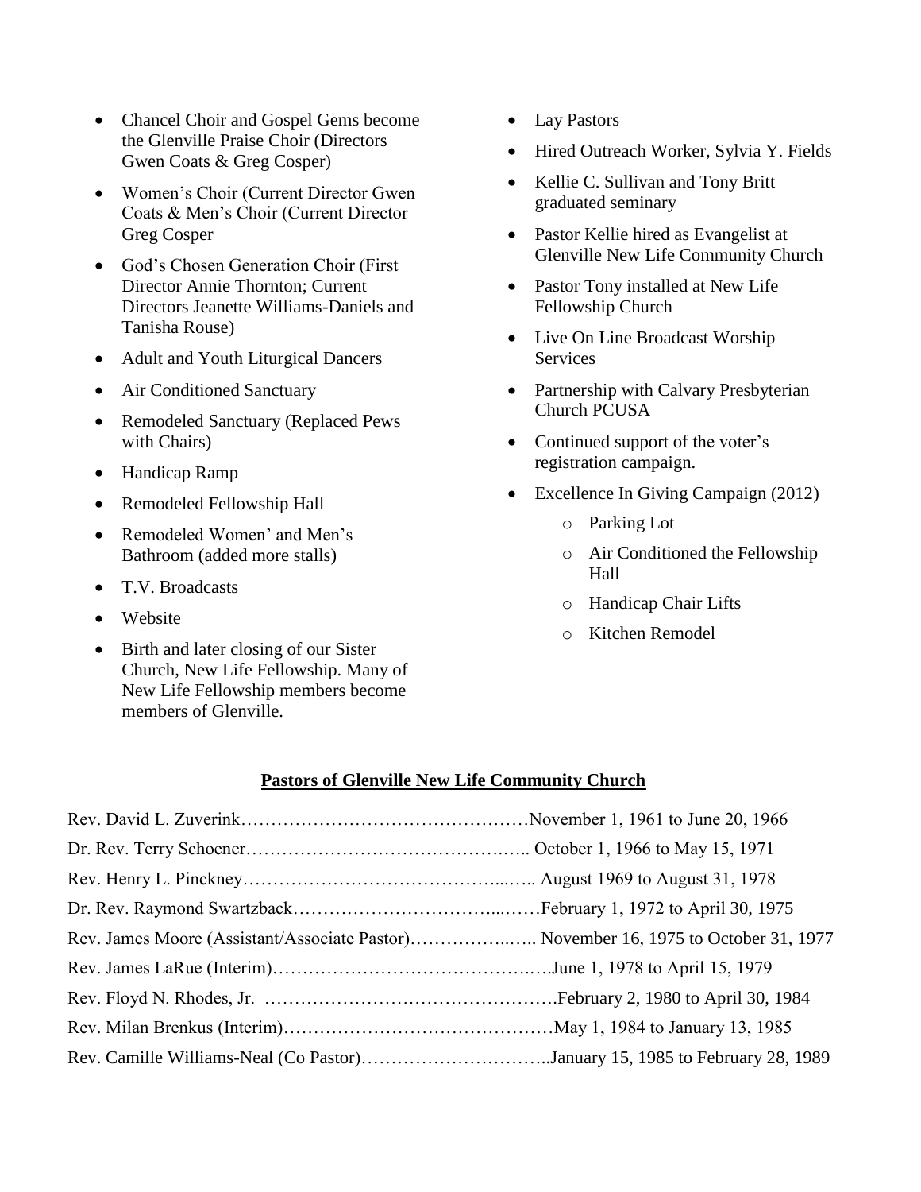- Chancel Choir and Gospel Gems become the Glenville Praise Choir (Directors Gwen Coats & Greg Cosper)
- Women's Choir (Current Director Gwen Coats & Men's Choir (Current Director Greg Cosper
- God's Chosen Generation Choir (First Director Annie Thornton; Current Directors Jeanette Williams-Daniels and Tanisha Rouse)
- Adult and Youth Liturgical Dancers
- Air Conditioned Sanctuary
- Remodeled Sanctuary (Replaced Pews with Chairs)
- Handicap Ramp
- Remodeled Fellowship Hall
- Remodeled Women' and Men's Bathroom (added more stalls)
- T.V. Broadcasts
- Website
- Birth and later closing of our Sister Church, New Life Fellowship. Many of New Life Fellowship members become members of Glenville.
- Lay Pastors
- Hired Outreach Worker, Sylvia Y. Fields
- Kellie C. Sullivan and Tony Britt graduated seminary
- Pastor Kellie hired as Evangelist at Glenville New Life Community Church
- Pastor Tony installed at New Life Fellowship Church
- Live On Line Broadcast Worship Services
- Partnership with Calvary Presbyterian Church PCUSA
- Continued support of the voter's registration campaign.
- Excellence In Giving Campaign (2012)
    - Parking Lot
    - Air Conditioned the Fellowship Hall
    - Handicap Chair Lifts
    - Kitchen Remodel

**Pastors of Glenville New Life Community Church**

Rev. David L. Zuverink…………………………………………November 1, 1961 to June 20, 1966

Dr. Rev. Terry Schoener……………………………………..….. October 1, 1966 to May 15, 1971

Rev. Henry L. Pinckney…………………………………....….. August 1969 to August 31, 1978

Dr. Rev. Raymond Swartzback……….…………………….....……February 1, 1972 to April 30, 1975

Rev. James Moore (Assistant/Associate Pastor)……………..….. November 16, 1975 to October 31, 1977

Rev. James LaRue (Interim)……………………………………..….June 1, 1978 to April 15, 1979

Rev. Floyd N. Rhodes, Jr. ………………………………………….February 2, 1980 to April 30, 1984

Rev. Milan Brenkus (Interim)………………………………………May 1, 1984 to January 13, 1985

Rev. Camille Williams-Neal (Co Pastor)…………………………..January 15, 1985 to February 28, 1989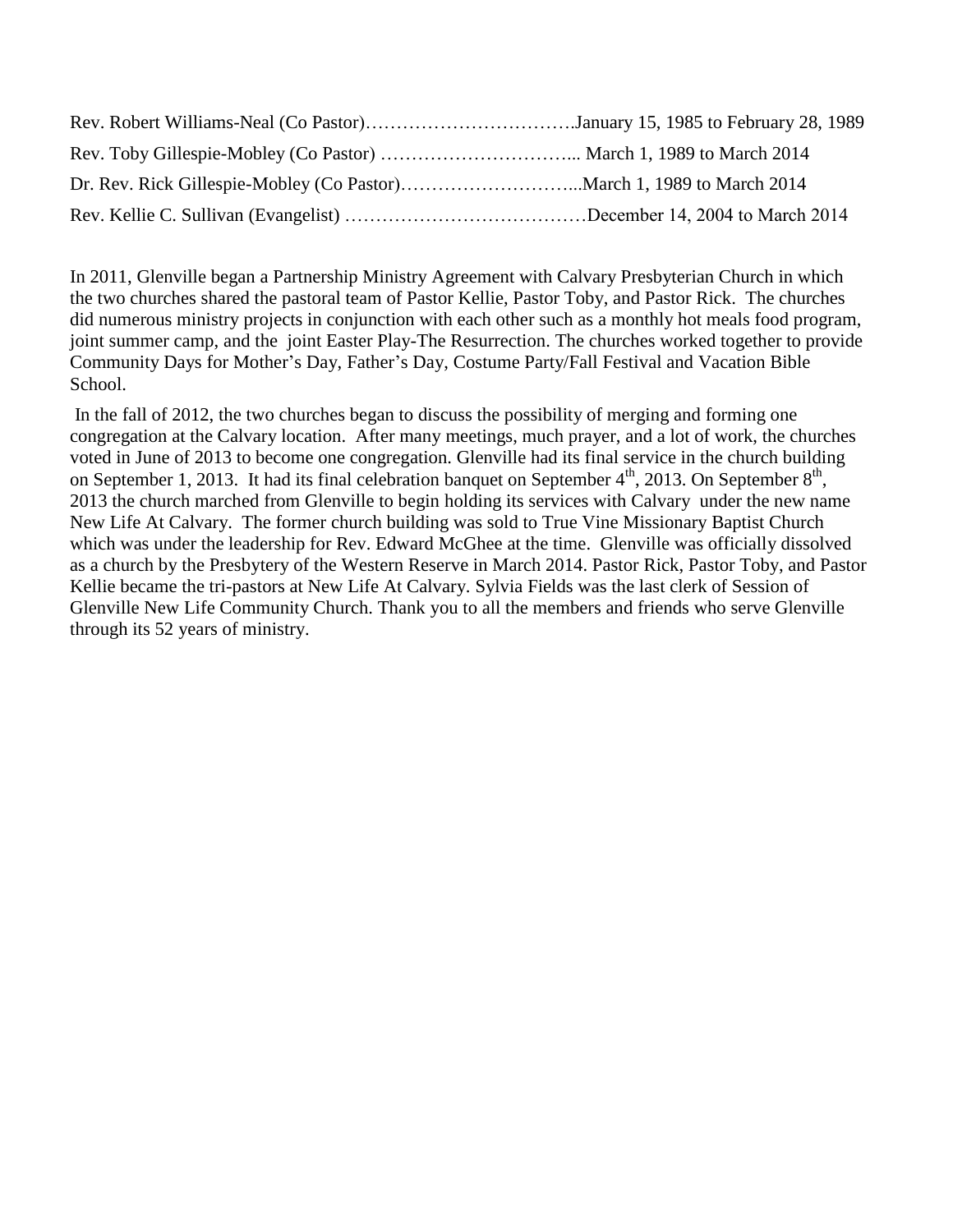Rev. Robert Williams-Neal (Co Pastor)…………………….……….January 15, 1985 to February 28, 1989

Rev. Toby Gillespie-Mobley (Co Pastor) …………………………... March 1, 1989 to March 2014

Dr. Rev. Rick Gillespie-Mobley (Co Pastor)………………………...March 1, 1989 to March 2014

Rev. Kellie C. Sullivan (Evangelist) …………………………………December 14, 2004 to March 2014

In 2011, Glenville began a Partnership Ministry Agreement with Calvary Presbyterian Church in which the two churches shared the pastoral team of Pastor Kellie, Pastor Toby, and Pastor Rick. The churches did numerous ministry projects in conjunction with each other such as a monthly hot meals food program, joint summer camp, and the joint Easter Play-The Resurrection. The churches worked together to provide Community Days for Mother's Day, Father's Day, Costume Party/Fall Festival and Vacation Bible School.

In the fall of 2012, the two churches began to discuss the possibility of merging and forming one congregation at the Calvary location. After many meetings, much prayer, and a lot of work, the churches voted in June of 2013 to become one congregation. Glenville had its final service in the church building on September 1, 2013. It had its final celebration banquet on September 4th, 2013. On September 8th, 2013 the church marched from Glenville to begin holding its services with Calvary under the new name New Life At Calvary. The former church building was sold to True Vine Missionary Baptist Church which was under the leadership for Rev. Edward McGhee at the time. Glenville was officially dissolved as a church by the Presbytery of the Western Reserve in March 2014. Pastor Rick, Pastor Toby, and Pastor Kellie became the tri-pastors at New Life At Calvary. Sylvia Fields was the last clerk of Session of Glenville New Life Community Church. Thank you to all the members and friends who serve Glenville through its 52 years of ministry.